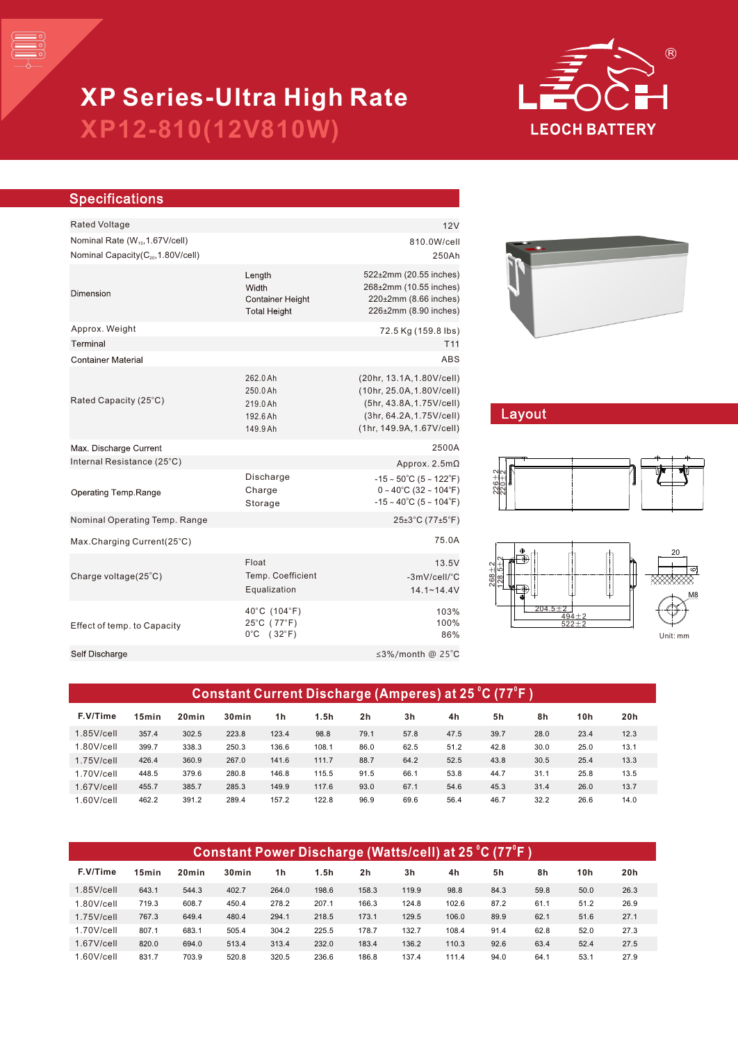# XP Series-Ultra High Rate

## XP12-810(12V810W)

LEOCH BATTERY

## Specifications

| | | |
|---|---|---|
| Rated Voltage | | 12V |
| Nominal Rate ($W_{15}$,1.67V/cell) | | 810.0W/cell |
| Nominal Capacity($C_{20}$,1.80V/cell) | | 250Ah |
| Dimension | Length | 522±2mm (20.55 inches) |
| | Width | 268±2mm (10.55 inches) |
| | Container Height | 220±2mm (8.66 inches) |
| | Total Height | 226±2mm (8.90 inches) |
| Approx. Weight | | 72.5 Kg (159.8 lbs) |
| Terminal | | T11 |
| Container Material | | ABS |
| Rated Capacity (25°C) | 262.0 Ah | (20hr, 13.1A, 1.80V/cell) |
| | 250.0 Ah | (10hr, 25.0A, 1.80V/cell) |
| | 219.0 Ah | (5hr, 43.8A, 1.75V/cell) |
| | 192.6 Ah | (3hr, 64.2A, 1.75V/cell) |
| | 149.9 Ah | (1hr, 149.9A, 1.67V/cell) |
| Max. Discharge Current | | 2500A |
| Internal Resistance (25°C) | | Approx. 2.5mΩ |
| Operating Temp.Range | Discharge | -15 ~ 50°C (5 ~ 122°F) |
| | Charge | 0 ~ 40°C (32 ~ 104°F) |
| | Storage | -15 ~ 40°C (5 ~ 104°F) |
| Nominal Operating Temp. Range | | 25±3°C (77±5°F) |
| Max.Charging Current(25°C) | | 75.0A |
| Charge voltage(25°C) | Float | 13.5V |
| | Temp. Coefficient | -3mV/cell/°C |
| | Equalization | 14.1~14.4V |
| Effect of temp. to Capacity | 40°C (104°F) | 103% |
| | 25°C (77°F) | 100% |
| | 0°C (32°F) | 86% |
| Self Discharge | | ≤3%/month @ 25°C |

## Layout

226±2, 220±2, 268±2, 128.5±2, 204.5±2, 494±2, 522±2, 20, 6, M8

Unit: mm

## Constant Current Discharge (Amperes) at 25°C (77°F)

| F.V/Time | 15min | 20min | 30min | 1h | 1.5h | 2h | 3h | 4h | 5h | 8h | 10h | 20h |
|---|---|---|---|---|---|---|---|---|---|---|---|---|
| 1.85V/cell | 357.4 | 302.5 | 223.8 | 123.4 | 98.8 | 79.1 | 57.8 | 47.5 | 39.7 | 28.0 | 23.4 | 12.3 |
| 1.80V/cell | 399.7 | 338.3 | 250.3 | 136.6 | 108.1 | 86.0 | 62.5 | 51.2 | 42.8 | 30.0 | 25.0 | 13.1 |
| 1.75V/cell | 426.4 | 360.9 | 267.0 | 141.6 | 111.7 | 88.7 | 64.2 | 52.5 | 43.8 | 30.5 | 25.4 | 13.3 |
| 1.70V/cell | 448.5 | 379.6 | 280.8 | 146.8 | 115.5 | 91.5 | 66.1 | 53.8 | 44.7 | 31.1 | 25.8 | 13.5 |
| 1.67V/cell | 455.7 | 385.7 | 285.3 | 149.9 | 117.6 | 93.0 | 67.1 | 54.6 | 45.3 | 31.4 | 26.0 | 13.7 |
| 1.60V/cell | 462.2 | 391.2 | 289.4 | 157.2 | 122.8 | 96.9 | 69.6 | 56.4 | 46.7 | 32.2 | 26.6 | 14.0 |

## Constant Power Discharge (Watts/cell) at 25°C (77°F)

| F.V/Time | 15min | 20min | 30min | 1h | 1.5h | 2h | 3h | 4h | 5h | 8h | 10h | 20h |
|---|---|---|---|---|---|---|---|---|---|---|---|---|
| 1.85V/cell | 643.1 | 544.3 | 402.7 | 264.0 | 198.6 | 158.3 | 119.9 | 98.8 | 84.3 | 59.8 | 50.0 | 26.3 |
| 1.80V/cell | 719.3 | 608.7 | 450.4 | 278.2 | 207.1 | 166.3 | 124.8 | 102.6 | 87.2 | 61.1 | 51.2 | 26.9 |
| 1.75V/cell | 767.3 | 649.4 | 480.4 | 294.1 | 218.5 | 173.1 | 129.5 | 106.0 | 89.9 | 62.1 | 51.6 | 27.1 |
| 1.70V/cell | 807.1 | 683.1 | 505.4 | 304.2 | 225.5 | 178.7 | 132.7 | 108.4 | 91.4 | 62.8 | 52.0 | 27.3 |
| 1.67V/cell | 820.0 | 694.0 | 513.4 | 313.4 | 232.0 | 183.4 | 136.2 | 110.3 | 92.6 | 63.4 | 52.4 | 27.5 |
| 1.60V/cell | 831.7 | 703.9 | 520.8 | 320.5 | 236.6 | 186.8 | 137.4 | 111.4 | 94.0 | 64.1 | 53.1 | 27.9 |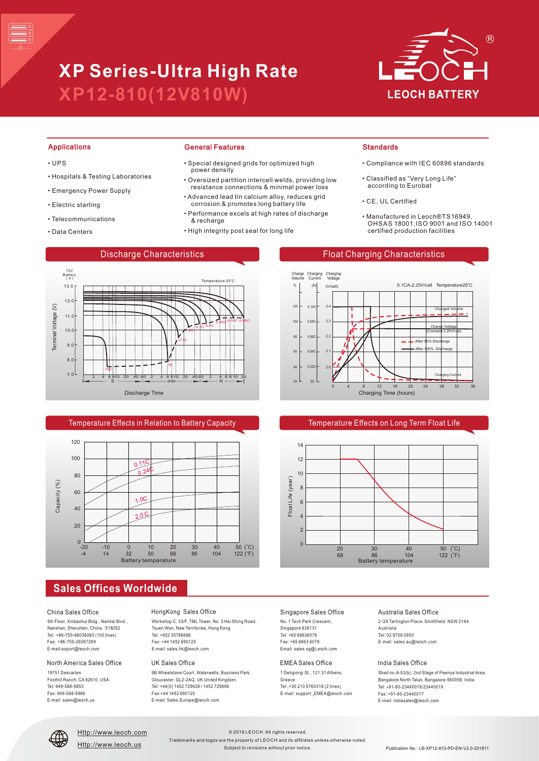# XP Series-Ultra High Rate

## XP12-810(12V810W)

LEOCH BATTERY

### Applications

- UPS
- Hospitals & Testing Laboratories
- Emergency Power Supply
- Electric starting
- Telecommunications
- Data Centers

### General Features

- Special designed grids for optimized high power density
- Oversized partition intercell welds, providing low resistance connections & minimal power loss
- Advanced lead tin calcium alloy, reduces grid corrosion & promotes long battery life
- Performance excels at high rates of discharge & recharge
- High integrity post seal for long life

### Standards

- Compliance with IEC 60896 standards
- Classified as "Very Long Life" according to Eurobat
- CE, UL Certified
- Manufactured in Leoch®TS16949, OHSAS 18001,ISO 9001 and ISO 14001 certified production facilities

### Discharge Characteristics

12V Battery (V)

Terminal Voltage (V)

Temperature:25°C

13.0, 12.0, 11.0, 10.0, 9.0, 8.0, 7.0

10C, 3C, 2.5C, 1.2C, 0.7C, 0.4C, 0.22C, 0.10C, 0.05C

2, 4, 6 8 10, 20, 40 60, 2, 4, 6 8 10, 20, 40 60, 2, 4, 6 8 10, 20

S, min, H

Discharge Time

### Float Charging Characteristics

Charge Volume %, Charging Current (A), Charging Voltage (V/cell)

0.1CA-2.25V/cell Temperature25°C

120, 100, 80, 60, 40, 20

0.10C, 0.08C, 0.06C, 0.04C, 0.02C, 0C

2.4, 2.3, 2.2, 2.1, 2.0

Charged Volume

Charge Voltage (Constant 2.25V/cell)

After 50% Discharge

After 100% Discharge

Charging Current

0, 4, 8, 12, 16, 20, 24, 28, 32, 36

Charging Time (hours)

### Temperature Effects in Relation to Battery Capacity

Capacity (%)

120, 100, 80, 60, 40, 20, 0

0.11C, 0.24C, 1.0C, 2.0C

-20, -10, 0, 10, 20, 30, 40, 50 (°C)

-4, 14, 32, 50, 68, 86, 104, 122 (°F)

Battery temperature

### Temperature Effects on Long Term Float Life

Float Life (year)

14, 12, 10, 8, 6, 4, 2, 0

20, 30, 40, 50 (°C)

68, 86, 104, 122 (°F)

Battery temperature

## Sales Offices Worldwide

**China Sales Office**

5th Floor, Xinbaohui Bldg., Nanhai Blvd., Nanshan, Shenzhen, China. 518052
Tel: +86-755-86036060 (100 lines)
Fax: +86-755-26067269
E-mail:export@leoch.com

**HongKong Sales Office**

Workshop C, 33/F, TML Tower, No. 3 Hoi Shing Road, Tsuen Wan, New Territories, Hong Kong
Tel: +852 35786666
Fax: +44 1452 690125
E-mail: sales.hk@leoch.com

**Singapore Sales Office**

No. 1 Tech Park Crescent, Singapore 638131
Tel: +65 68636078
Fax: +65 6863 6079
Email: sales.sg@Leoch.com

**Australia Sales Office**

2 /29 Tarlington Place, Smithfield. NSW 2164 Australia
Tel: 02 9756 0950
E-mail: sales.au@leoch.com

**North America Sales Office**

19751 Descartes
Foothill Ranch, CA 92610, USA
Tel: 949-588-5853
Fax: 949-588-5966
E-mail: sales@leoch.us

**UK Sales Office**

9B Wheatstone Court. Waterwells, Business Park, Gloucester, GL2-2AQ, UK United Kingdom
Tel: +44(0) 1452 729428 / 1452 729696
Fax:+44 1452 690125
E-mail: Sales.Europe@leoch.com

**EMEA Sales Office**

1 Deligiorgi St., 121 31 Athens, Greece
Tel: +30 210 5760318 (2 lines)
E-mail: support_EMEA@leoch.com

**India Sales Office**

Shed no.A-53(b), 2nd Stage of Peenya Industrial Area, Bangalore North Taluk, Bangalore-560058, India
Tel: +91-80-23440018/23440019
Fax: +91-80-23440017
E-mail: indiasales@leoch.com

Http://www.leoch.com
Http://www.leoch.us

© 2018 LEOCH. All rights reserved.
Trademarks and logos are the property of LEOCH and its affiliates unless otherwise noted.
Subject to revisions without prior notice.

Publication No.: LB-XP12-810-PD-EN-V2.0-201811